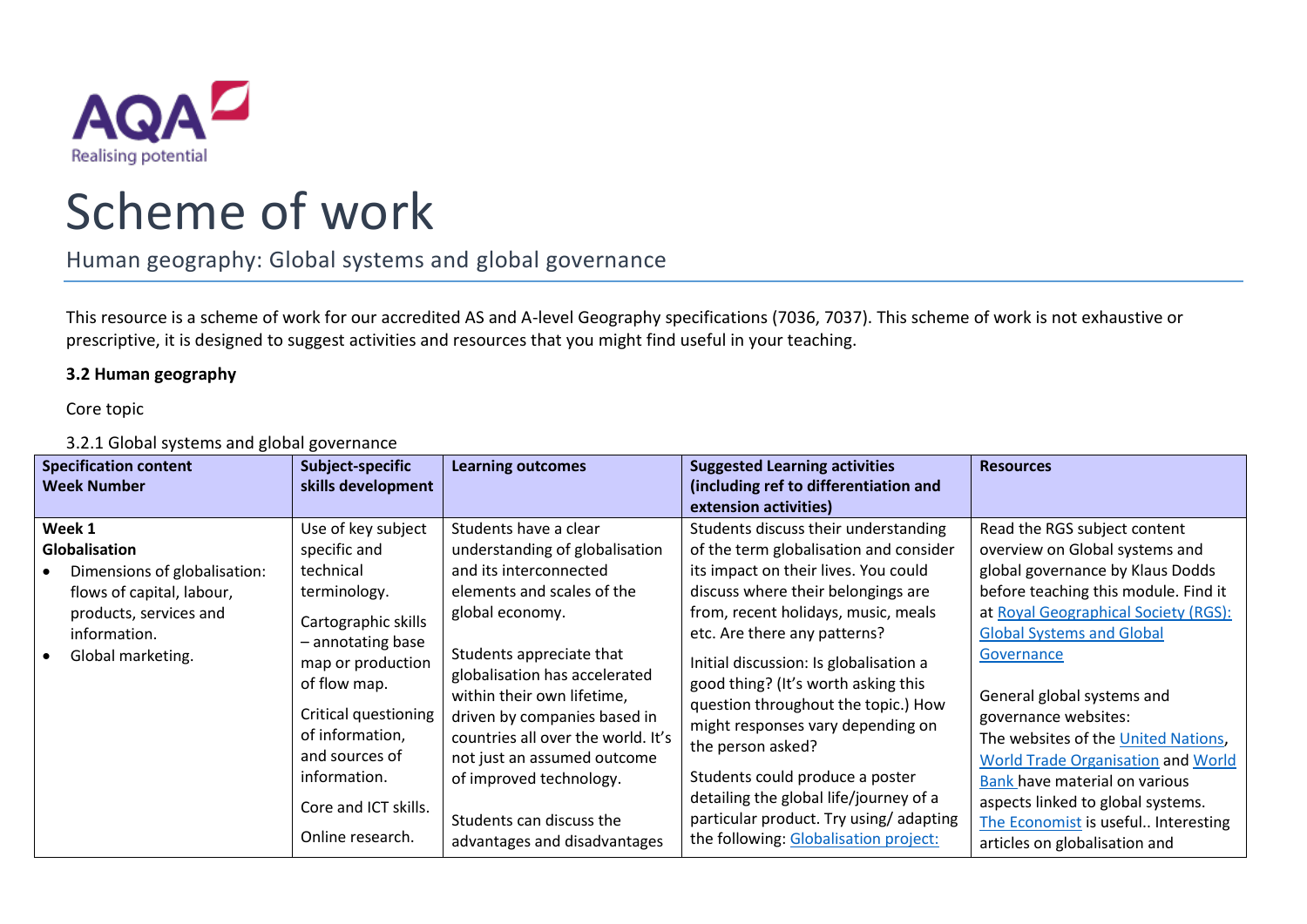# Scheme of work

## Human geography: Global systems and global governance

This resource is a scheme of work for our accredited AS and A-level Geography specifications (7036, 7037). This scheme of work is not exhaustive or prescriptive, it is designed to suggest activities and resources that you might find useful in your teaching.

**3.2 Human geography**

Core topic

3.2.1 Global systems and global governance

| Specification content Week Number | Subject-specific skills development | Learning outcomes | Suggested Learning activities (including ref to differentiation and extension activities) | Resources |
|---|---|---|---|---|
| **Week 1** **Globalisation** • Dimensions of globalisation: flows of capital, labour, products, services and information. • Global marketing. | Use of key subject specific and technical terminology. Cartographic skills – annotating base map or production of flow map. Critical questioning of information, and sources of information. Core and ICT skills. Online research. | Students have a clear understanding of globalisation and its interconnected elements and scales of the global economy. Students appreciate that globalisation has accelerated within their own lifetime, driven by companies based in countries all over the world. It's not just an assumed outcome of improved technology. Students can discuss the advantages and disadvantages | Students discuss their understanding of the term globalisation and consider its impact on their lives. You could discuss where their belongings are from, recent holidays, music, meals etc. Are there any patterns? Initial discussion: Is globalisation a good thing? (It's worth asking this question throughout the topic.) How might responses vary depending on the person asked? Students could produce a poster detailing the global life/journey of a particular product. Try using/ adapting the following: Globalisation project: | Read the RGS subject content overview on Global systems and global governance by Klaus Dodds before teaching this module. Find it at Royal Geographical Society (RGS): Global Systems and Global Governance General global systems and governance websites: The websites of the United Nations, World Trade Organisation and World Bank have material on various aspects linked to global systems. The Economist is useful.. Interesting articles on globalisation and |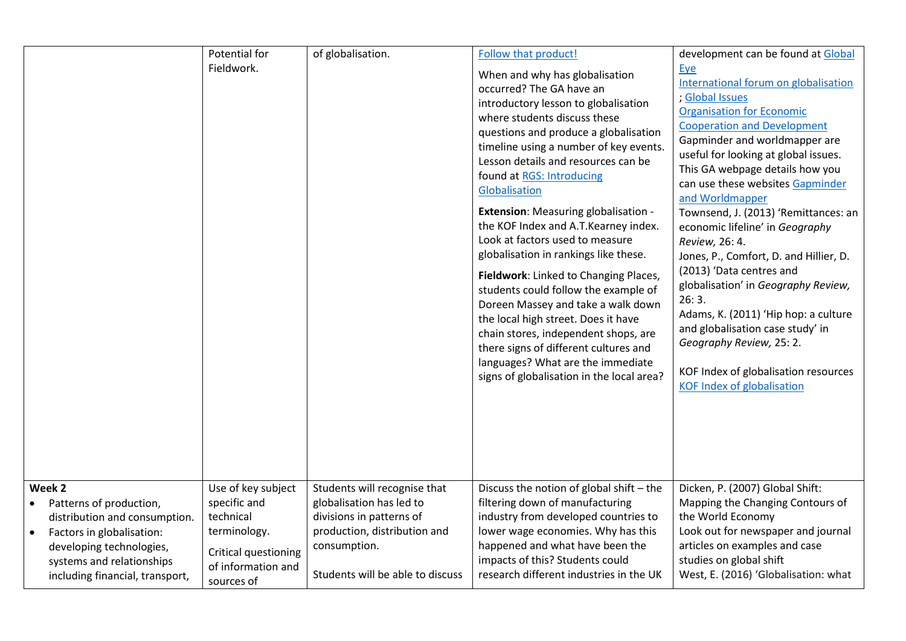| | | | | |
|---|---|---|---|---|
| | Potential for Fieldwork. | of globalisation. | Follow that product!<br><br>When and why has globalisation occurred? The GA have an introductory lesson to globalisation where students discuss these questions and produce a globalisation timeline using a number of key events. Lesson details and resources can be found at RGS: Introducing Globalisation<br><br>**Extension**: Measuring globalisation - the KOF Index and A.T.Kearney index. Look at factors used to measure globalisation in rankings like these.<br><br>**Fieldwork**: Linked to Changing Places, students could follow the example of Doreen Massey and take a walk down the local high street. Does it have chain stores, independent shops, are there signs of different cultures and languages? What are the immediate signs of globalisation in the local area? | development can be found at Global Eye<br>International forum on globalisation ; Global Issues<br>Organisation for Economic Cooperation and Development<br>Gapminder and worldmapper are useful for looking at global issues. This GA webpage details how you can use these websites Gapminder and Worldmapper<br>Townsend, J. (2013) 'Remittances: an economic lifeline' in *Geography Review,* 26: 4.<br>Jones, P., Comfort, D. and Hillier, D. (2013) 'Data centres and globalisation' in *Geography Review,* 26: 3.<br>Adams, K. (2011) 'Hip hop: a culture and globalisation case study' in *Geography Review,* 25: 2.<br><br>KOF Index of globalisation resources KOF Index of globalisation |
| **Week 2**<br>• Patterns of production, distribution and consumption.<br>• Factors in globalisation: developing technologies, systems and relationships including financial, transport, | Use of key subject specific and technical terminology.<br><br>Critical questioning of information and sources of | Students will recognise that globalisation has led to divisions in patterns of production, distribution and consumption.<br><br>Students will be able to discuss | Discuss the notion of global shift – the filtering down of manufacturing industry from developed countries to lower wage economies. Why has this happened and what have been the impacts of this? Students could research different industries in the UK | Dicken, P. (2007) Global Shift: Mapping the Changing Contours of the World Economy<br>Look out for newspaper and journal articles on examples and case studies on global shift<br>West, E. (2016) 'Globalisation: what |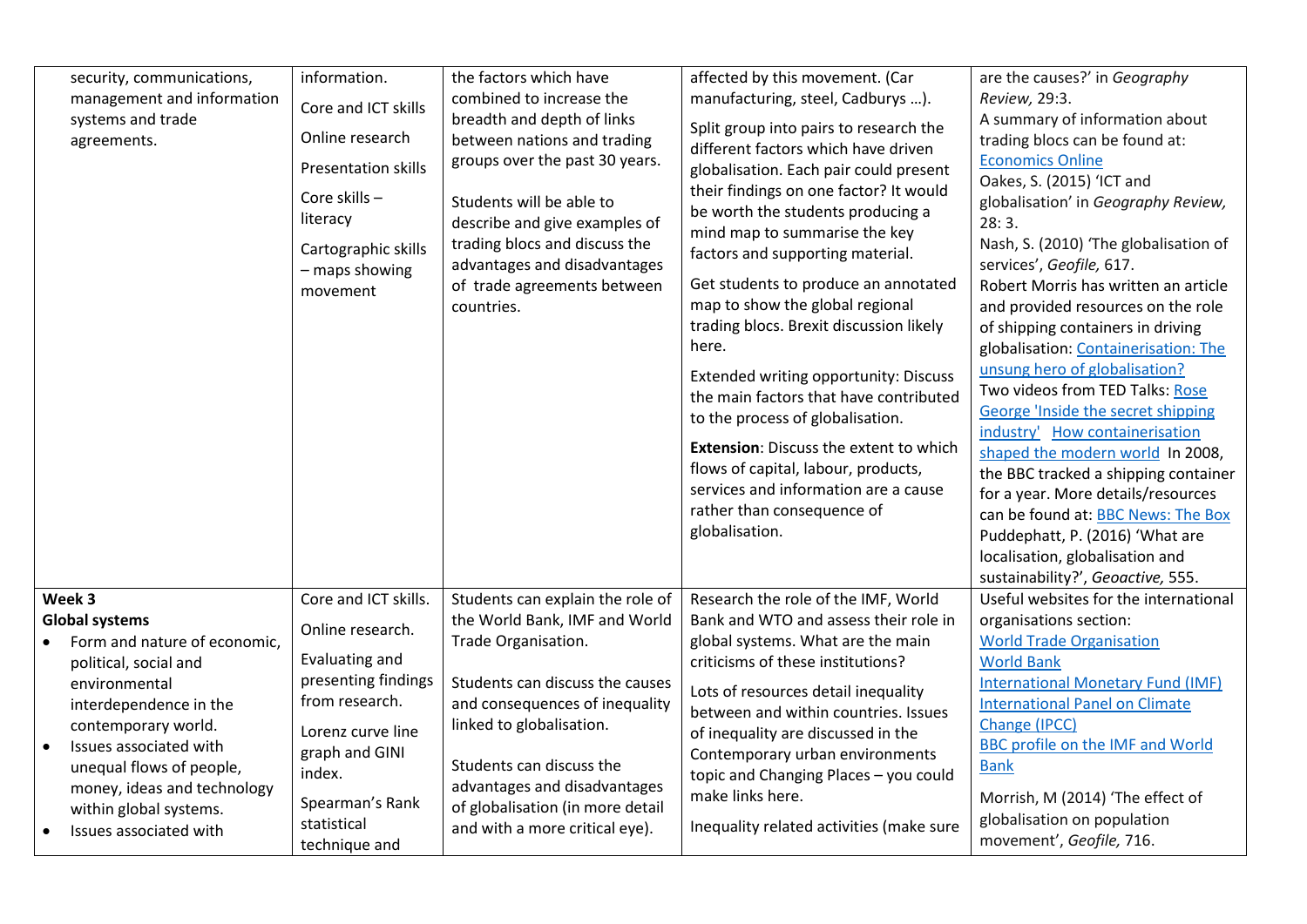| | | | | |
|---|---|---|---|---|
| security, communications, management and information systems and trade agreements. | information.<br><br>Core and ICT skills<br><br>Online research<br><br>Presentation skills<br><br>Core skills – literacy<br><br>Cartographic skills – maps showing movement | the factors which have combined to increase the breadth and depth of links between nations and trading groups over the past 30 years.<br><br>Students will be able to describe and give examples of trading blocs and discuss the advantages and disadvantages of trade agreements between countries. | affected by this movement. (Car manufacturing, steel, Cadburys …).<br><br>Split group into pairs to research the different factors which have driven globalisation. Each pair could present their findings on one factor? It would be worth the students producing a mind map to summarise the key factors and supporting material.<br><br>Get students to produce an annotated map to show the global regional trading blocs. Brexit discussion likely here.<br><br>Extended writing opportunity: Discuss the main factors that have contributed to the process of globalisation.<br><br>**Extension**: Discuss the extent to which flows of capital, labour, products, services and information are a cause rather than consequence of globalisation. | are the causes?' in *Geography Review,* 29:3.<br>A summary of information about trading blocs can be found at: Economics Online<br>Oakes, S. (2015) 'ICT and globalisation' in *Geography Review,* 28: 3.<br>Nash, S. (2010) 'The globalisation of services', *Geofile,* 617.<br>Robert Morris has written an article and provided resources on the role of shipping containers in driving globalisation: Containerisation: The unsung hero of globalisation?<br>Two videos from TED Talks: Rose George 'Inside the secret shipping industry' How containerisation shaped the modern world In 2008, the BBC tracked a shipping container for a year. More details/resources can be found at: BBC News: The Box<br>Puddephatt, P. (2016) 'What are localisation, globalisation and sustainability?', *Geoactive,* 555. |
| **Week 3**<br>**Global systems**<br>• Form and nature of economic, political, social and environmental interdependence in the contemporary world.<br>• Issues associated with unequal flows of people, money, ideas and technology within global systems.<br>• Issues associated with | Core and ICT skills.<br><br>Online research.<br><br>Evaluating and presenting findings from research.<br><br>Lorenz curve line graph and GINI index.<br><br>Spearman's Rank statistical technique and | Students can explain the role of the World Bank, IMF and World Trade Organisation.<br><br>Students can discuss the causes and consequences of inequality linked to globalisation.<br><br>Students can discuss the advantages and disadvantages of globalisation (in more detail and with a more critical eye). | Research the role of the IMF, World Bank and WTO and assess their role in global systems. What are the main criticisms of these institutions?<br><br>Lots of resources detail inequality between and within countries. Issues of inequality are discussed in the Contemporary urban environments topic and Changing Places – you could make links here.<br><br>Inequality related activities (make sure | Useful websites for the international organisations section:<br>World Trade Organisation<br>World Bank<br>International Monetary Fund (IMF)<br>International Panel on Climate Change (IPCC)<br>BBC profile on the IMF and World Bank<br><br>Morrish, M (2014) 'The effect of globalisation on population movement', *Geofile,* 716. |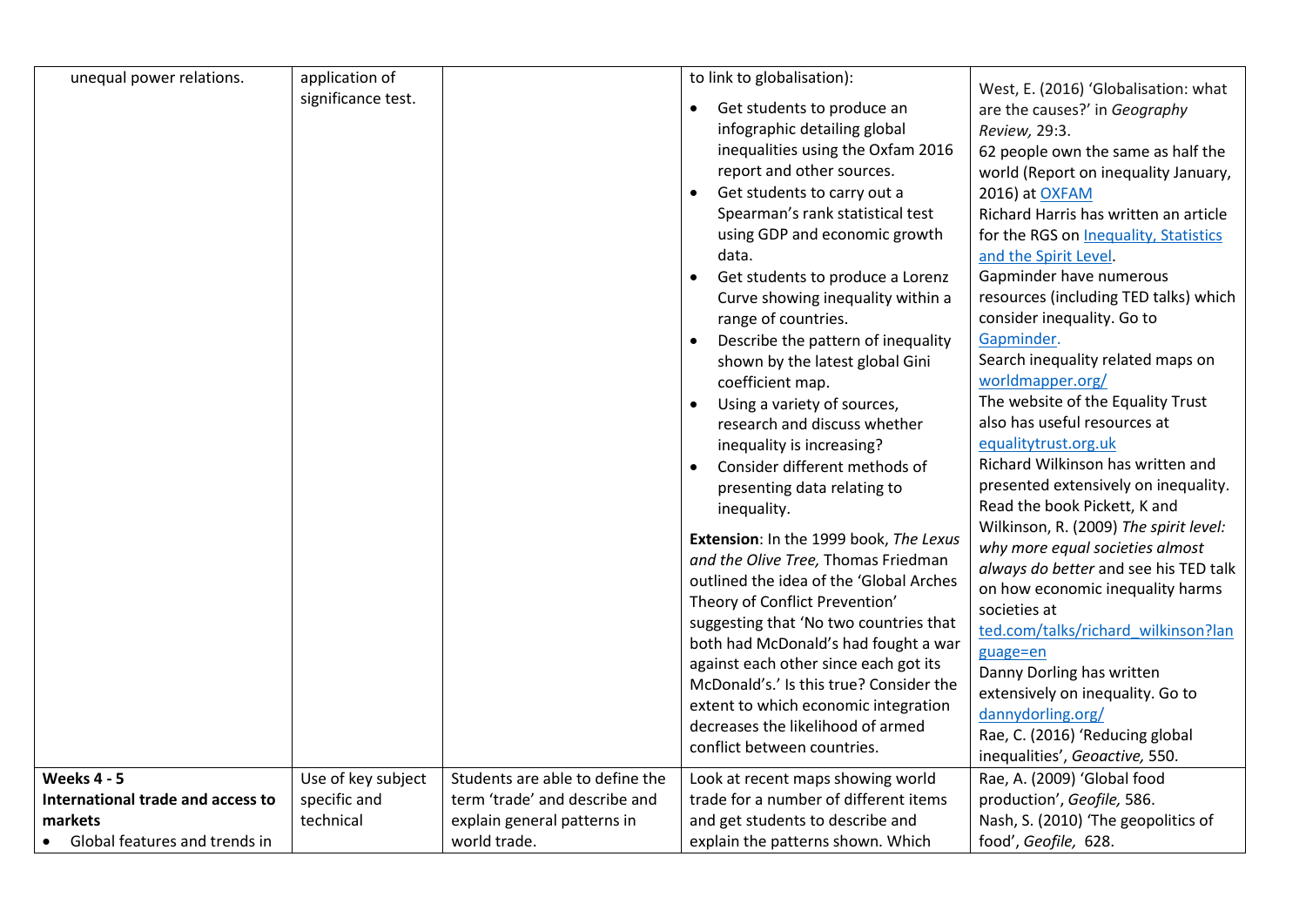| | | | | |
|---|---|---|---|---|
| unequal power relations. | application of significance test. | | to link to globalisation):<br>• Get students to produce an infographic detailing global inequalities using the Oxfam 2016 report and other sources.<br>• Get students to carry out a Spearman's rank statistical test using GDP and economic growth data.<br>• Get students to produce a Lorenz Curve showing inequality within a range of countries.<br>• Describe the pattern of inequality shown by the latest global Gini coefficient map.<br>• Using a variety of sources, research and discuss whether inequality is increasing?<br>• Consider different methods of presenting data relating to inequality.<br><br>**Extension**: In the 1999 book, *The Lexus and the Olive Tree,* Thomas Friedman outlined the idea of the 'Global Arches Theory of Conflict Prevention' suggesting that 'No two countries that both had McDonald's had fought a war against each other since each got its McDonald's.' Is this true? Consider the extent to which economic integration decreases the likelihood of armed conflict between countries. | West, E. (2016) 'Globalisation: what are the causes?' in *Geography Review,* 29:3.<br>62 people own the same as half the world (Report on inequality January, 2016) at OXFAM<br>Richard Harris has written an article for the RGS on Inequality, Statistics and the Spirit Level.<br>Gapminder have numerous resources (including TED talks) which consider inequality. Go to Gapminder.<br>Search inequality related maps on worldmapper.org/<br>The website of the Equality Trust also has useful resources at equalitytrust.org.uk<br>Richard Wilkinson has written and presented extensively on inequality. Read the book Pickett, K and Wilkinson, R. (2009) *The spirit level: why more equal societies almost always do better* and see his TED talk on how economic inequality harms societies at ted.com/talks/richard_wilkinson?language=en<br>Danny Dorling has written extensively on inequality. Go to dannydorling.org/<br>Rae, C. (2016) 'Reducing global inequalities', *Geoactive,* 550. |
| **Weeks 4 - 5**<br>**International trade and access to markets**<br>• Global features and trends in | Use of key subject specific and technical | Students are able to define the term 'trade' and describe and explain general patterns in world trade. | Look at recent maps showing world trade for a number of different items and get students to describe and explain the patterns shown. Which | Rae, A. (2009) 'Global food production', *Geofile,* 586.<br>Nash, S. (2010) 'The geopolitics of food', *Geofile,* 628. |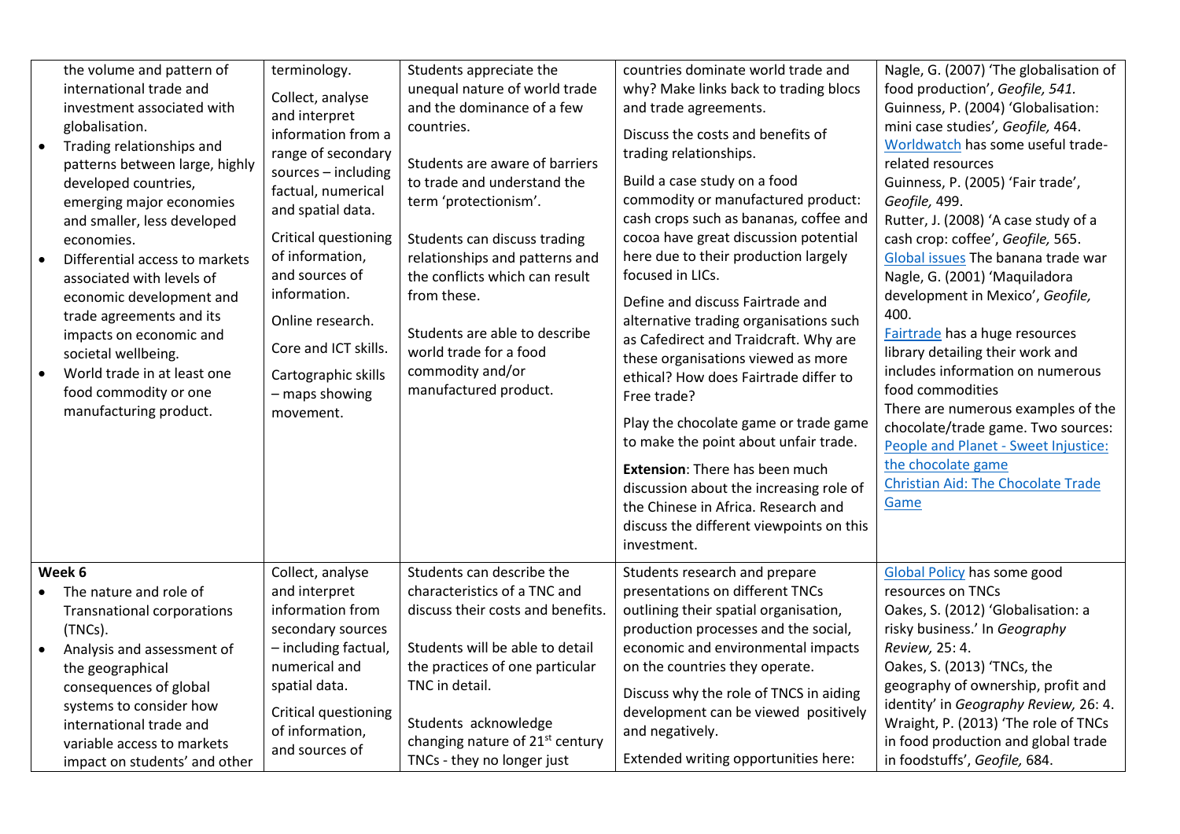| | | | | |
|---|---|---|---|---|
| the volume and pattern of international trade and investment associated with globalisation.<br>• Trading relationships and patterns between large, highly developed countries, emerging major economies and smaller, less developed economies.<br>• Differential access to markets associated with levels of economic development and trade agreements and its impacts on economic and societal wellbeing.<br>• World trade in at least one food commodity or one manufacturing product. | terminology.<br>Collect, analyse and interpret information from a range of secondary sources – including factual, numerical and spatial data.<br>Critical questioning of information, and sources of information.<br>Online research.<br>Core and ICT skills.<br>Cartographic skills – maps showing movement. | Students appreciate the unequal nature of world trade and the dominance of a few countries.<br>Students are aware of barriers to trade and understand the term 'protectionism'.<br>Students can discuss trading relationships and patterns and the conflicts which can result from these.<br>Students are able to describe world trade for a food commodity and/or manufactured product. | countries dominate world trade and why? Make links back to trading blocs and trade agreements.<br>Discuss the costs and benefits of trading relationships.<br>Build a case study on a food commodity or manufactured product: cash crops such as bananas, coffee and cocoa have great discussion potential here due to their production largely focused in LICs.<br>Define and discuss Fairtrade and alternative trading organisations such as Cafedirect and Traidcraft. Why are these organisations viewed as more ethical? How does Fairtrade differ to Free trade?<br>Play the chocolate game or trade game to make the point about unfair trade.<br>**Extension**: There has been much discussion about the increasing role of the Chinese in Africa. Research and discuss the different viewpoints on this investment. | Nagle, G. (2007) 'The globalisation of food production', *Geofile, 541.*<br>Guinness, P. (2004) 'Globalisation: mini case studies', *Geofile,* 464.<br>Worldwatch has some useful trade-related resources<br>Guinness, P. (2005) 'Fair trade', *Geofile,* 499.<br>Rutter, J. (2008) 'A case study of a cash crop: coffee', *Geofile,* 565.<br>Global issues The banana trade war<br>Nagle, G. (2001) 'Maquiladora development in Mexico', *Geofile,* 400.<br>Fairtrade has a huge resources library detailing their work and includes information on numerous food commodities<br>There are numerous examples of the chocolate/trade game. Two sources:<br>People and Planet - Sweet Injustice: the chocolate game<br>Christian Aid: The Chocolate Trade Game |
| **Week 6**<br>• The nature and role of Transnational corporations (TNCs).<br>• Analysis and assessment of the geographical consequences of global systems to consider how international trade and variable access to markets impact on students' and other | Collect, analyse and interpret information from secondary sources – including factual, numerical and spatial data.<br>Critical questioning of information, and sources of | Students can describe the characteristics of a TNC and discuss their costs and benefits.<br>Students will be able to detail the practices of one particular TNC in detail.<br>Students acknowledge changing nature of 21st century TNCs - they no longer just | Students research and prepare presentations on different TNCs outlining their spatial organisation, production processes and the social, economic and environmental impacts on the countries they operate.<br>Discuss why the role of TNCS in aiding development can be viewed positively and negatively.<br>Extended writing opportunities here: | Global Policy has some good resources on TNCs<br>Oakes, S. (2012) 'Globalisation: a risky business.' In *Geography Review,* 25: 4.<br>Oakes, S. (2013) 'TNCs, the geography of ownership, profit and identity' in *Geography Review,* 26: 4.<br>Wraight, P. (2013) 'The role of TNCs in food production and global trade in foodstuffs', *Geofile,* 684. |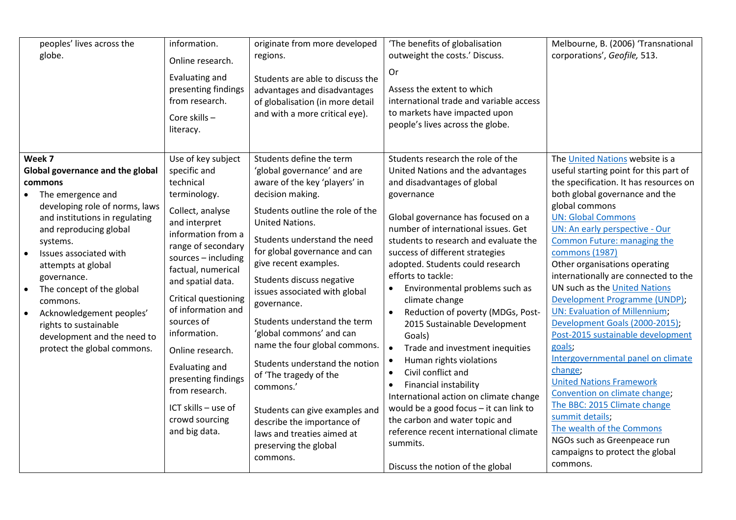| | | | | |
|---|---|---|---|---|
| peoples' lives across the globe. | information.<br><br>Online research.<br><br>Evaluating and presenting findings from research.<br><br>Core skills – literacy. | originate from more developed regions.<br><br>Students are able to discuss the advantages and disadvantages of globalisation (in more detail and with a more critical eye). | 'The benefits of globalisation outweight the costs.' Discuss.<br><br>Or<br><br>Assess the extent to which international trade and variable access to markets have impacted upon people's lives across the globe. | Melbourne, B. (2006) 'Transnational corporations', *Geofile,* 513. |
| **Week 7**<br>**Global governance and the global commons**<br>• The emergence and developing role of norms, laws and institutions in regulating and reproducing global systems.<br>• Issues associated with attempts at global governance.<br>• The concept of the global commons.<br>• Acknowledgement peoples' rights to sustainable development and the need to protect the global commons. | Use of key subject specific and technical terminology.<br><br>Collect, analyse and interpret information from a range of secondary sources – including factual, numerical and spatial data.<br><br>Critical questioning of information and sources of information.<br><br>Online research.<br><br>Evaluating and presenting findings from research.<br><br>ICT skills – use of crowd sourcing and big data. | Students define the term 'global governance' and are aware of the key 'players' in decision making.<br><br>Students outline the role of the United Nations.<br><br>Students understand the need for global governance and can give recent examples.<br><br>Students discuss negative issues associated with global governance.<br><br>Students understand the term 'global commons' and can name the four global commons.<br><br>Students understand the notion of 'The tragedy of the commons.'<br><br>Students can give examples and describe the importance of laws and treaties aimed at preserving the global commons. | Students research the role of the United Nations and the advantages and disadvantages of global governance<br><br>Global governance has focused on a number of international issues. Get students to research and evaluate the success of different strategies adopted. Students could research efforts to tackle:<br>• Environmental problems such as climate change<br>• Reduction of poverty (MDGs, Post-2015 Sustainable Development Goals)<br>• Trade and investment inequities<br>• Human rights violations<br>• Civil conflict and<br>• Financial instability<br>International action on climate change would be a good focus – it can link to the carbon and water topic and reference recent international climate summits.<br><br>Discuss the notion of the global | The United Nations website is a useful starting point for this part of the specification. It has resources on both global governance and the global commons<br>UN: Global Commons<br>UN: An early perspective - Our Common Future: managing the commons (1987)<br>Other organisations operating internationally are connected to the UN such as the United Nations Development Programme (UNDP); UN: Evaluation of Millennium; Development Goals (2000-2015); Post-2015 sustainable development goals;<br>Intergovernmental panel on climate change;<br>United Nations Framework Convention on climate change;<br>The BBC: 2015 Climate change summit details;<br>The wealth of the Commons<br>NGOs such as Greenpeace run campaigns to protect the global commons. |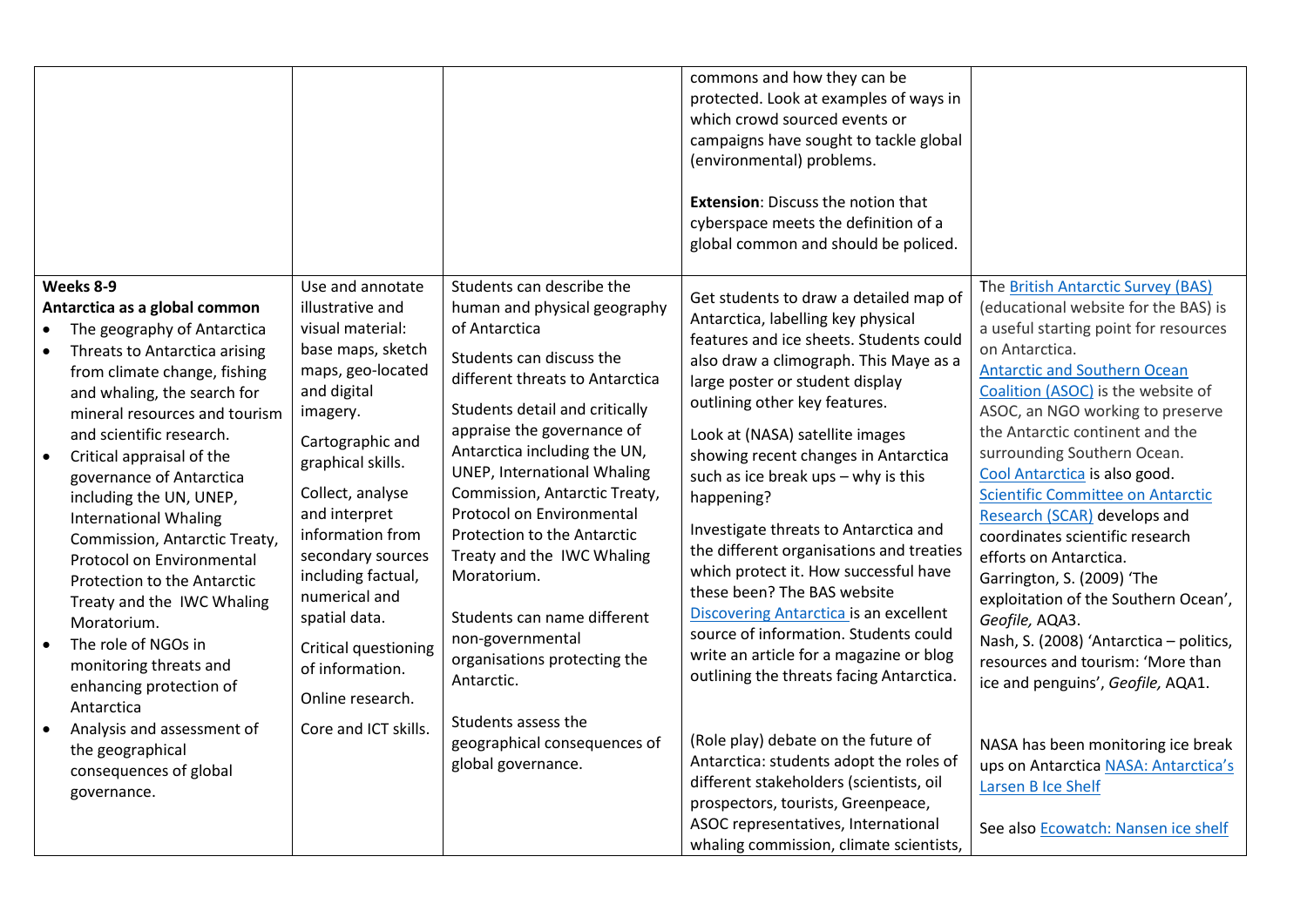| | | | | |
|---|---|---|---|---|
| | | | commons and how they can be protected. Look at examples of ways in which crowd sourced events or campaigns have sought to tackle global (environmental) problems.<br><br>**Extension**: Discuss the notion that cyberspace meets the definition of a global common and should be policed. | |
| **Weeks 8-9**<br>**Antarctica as a global common**<br>• The geography of Antarctica<br>• Threats to Antarctica arising from climate change, fishing and whaling, the search for mineral resources and tourism and scientific research.<br>• Critical appraisal of the governance of Antarctica including the UN, UNEP, International Whaling Commission, Antarctic Treaty, Protocol on Environmental Protection to the Antarctic Treaty and the IWC Whaling Moratorium.<br>• The role of NGOs in monitoring threats and enhancing protection of Antarctica<br>• Analysis and assessment of the geographical consequences of global governance. | Use and annotate illustrative and visual material: base maps, sketch maps, geo-located and digital imagery.<br><br>Cartographic and graphical skills.<br><br>Collect, analyse and interpret information from secondary sources including factual, numerical and spatial data.<br><br>Critical questioning of information.<br><br>Online research.<br><br>Core and ICT skills. | Students can describe the human and physical geography of Antarctica<br><br>Students can discuss the different threats to Antarctica<br><br>Students detail and critically appraise the governance of Antarctica including the UN, UNEP, International Whaling Commission, Antarctic Treaty, Protocol on Environmental Protection to the Antarctic Treaty and the IWC Whaling Moratorium.<br><br>Students can name different non-governmental organisations protecting the Antarctic.<br><br>Students assess the geographical consequences of global governance. | Get students to draw a detailed map of Antarctica, labelling key physical features and ice sheets. Students could also draw a climograph. This Maye as a large poster or student display outlining other key features.<br><br>Look at (NASA) satellite images showing recent changes in Antarctica such as ice break ups – why is this happening?<br><br>Investigate threats to Antarctica and the different organisations and treaties which protect it. How successful have these been? The BAS website Discovering Antarctica is an excellent source of information. Students could write an article for a magazine or blog outlining the threats facing Antarctica.<br><br>(Role play) debate on the future of Antarctica: students adopt the roles of different stakeholders (scientists, oil prospectors, tourists, Greenpeace, ASOC representatives, International whaling commission, climate scientists, | The British Antarctic Survey (BAS) (educational website for the BAS) is a useful starting point for resources on Antarctica.<br>Antarctic and Southern Ocean Coalition (ASOC) is the website of ASOC, an NGO working to preserve the Antarctic continent and the surrounding Southern Ocean.<br>Cool Antarctica is also good.<br>Scientific Committee on Antarctic Research (SCAR) develops and coordinates scientific research efforts on Antarctica.<br>Garrington, S. (2009) 'The exploitation of the Southern Ocean', *Geofile,* AQA3.<br>Nash, S. (2008) 'Antarctica – politics, resources and tourism: 'More than ice and penguins', *Geofile,* AQA1.<br><br>NASA has been monitoring ice break ups on Antarctica NASA: Antarctica's Larsen B Ice Shelf<br><br>See also Ecowatch: Nansen ice shelf |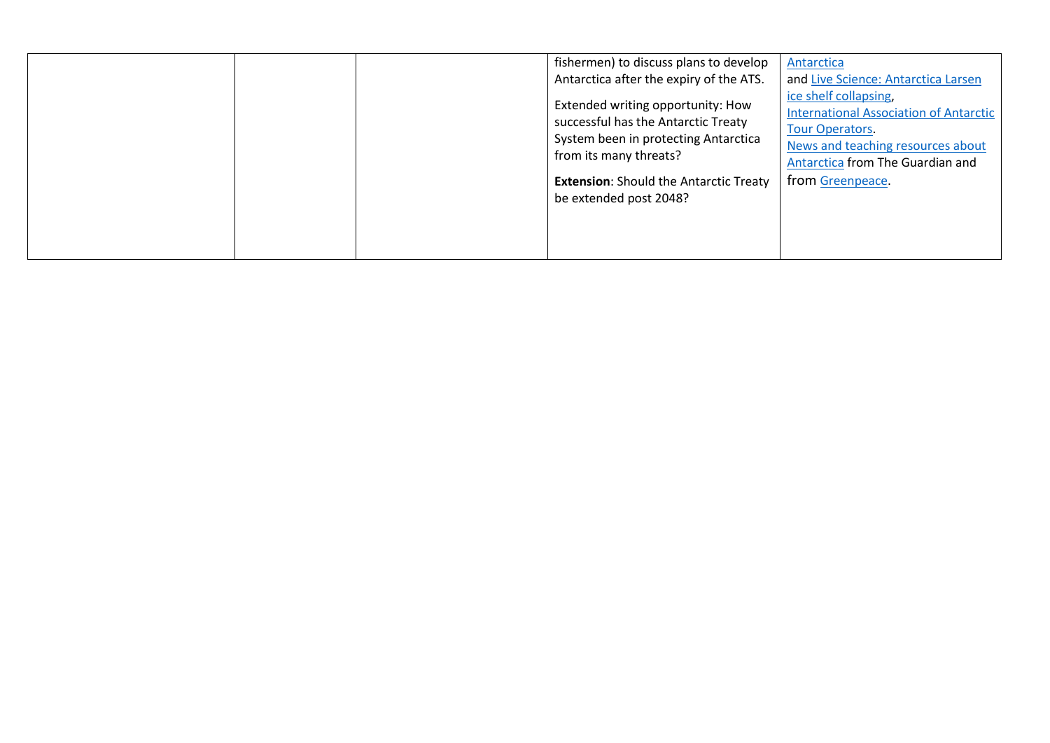| | | | | |
|---|---|---|---|---|
| | | | fishermen) to discuss plans to develop Antarctica after the expiry of the ATS.<br><br>Extended writing opportunity: How successful has the Antarctic Treaty System been in protecting Antarctica from its many threats?<br><br>**Extension**: Should the Antarctic Treaty be extended post 2048? | Antarctica and Live Science: Antarctica Larsen ice shelf collapsing, International Association of Antarctic Tour Operators. News and teaching resources about Antarctica from The Guardian and from Greenpeace. |